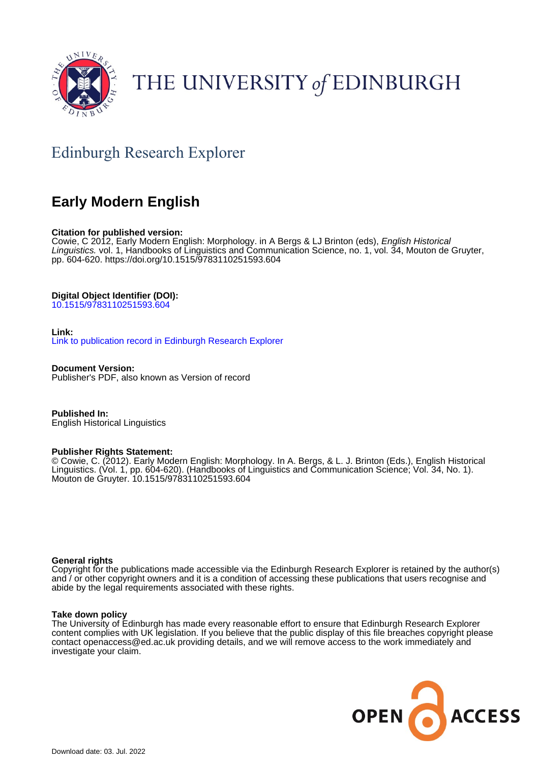THE UNIVERSITY *of* EDINBURGH

## Edinburgh Research Explorer

# Early Modern English

**Citation for published version:**
Cowie, C 2012, Early Modern English: Morphology. in A Bergs & LJ Brinton (eds), *English Historical Linguistics.* vol. 1, Handbooks of Linguistics and Communication Science, no. 1, vol. 34, Mouton de Gruyter, pp. 604-620. https://doi.org/10.1515/9783110251593.604

**Digital Object Identifier (DOI):**
10.1515/9783110251593.604

**Link:**
Link to publication record in Edinburgh Research Explorer

**Document Version:**
Publisher's PDF, also known as Version of record

**Published In:**
English Historical Linguistics

**Publisher Rights Statement:**
© Cowie, C. (2012). Early Modern English: Morphology. In A. Bergs, & L. J. Brinton (Eds.), English Historical Linguistics. (Vol. 1, pp. 604-620). (Handbooks of Linguistics and Communication Science; Vol. 34, No. 1). Mouton de Gruyter. 10.1515/9783110251593.604

**General rights**
Copyright for the publications made accessible via the Edinburgh Research Explorer is retained by the author(s) and / or other copyright owners and it is a condition of accessing these publications that users recognise and abide by the legal requirements associated with these rights.

**Take down policy**
The University of Edinburgh has made every reasonable effort to ensure that Edinburgh Research Explorer content complies with UK legislation. If you believe that the public display of this file breaches copyright please contact openaccess@ed.ac.uk providing details, and we will remove access to the work immediately and investigate your claim.

OPEN ACCESS

Download date: 03. Jul. 2022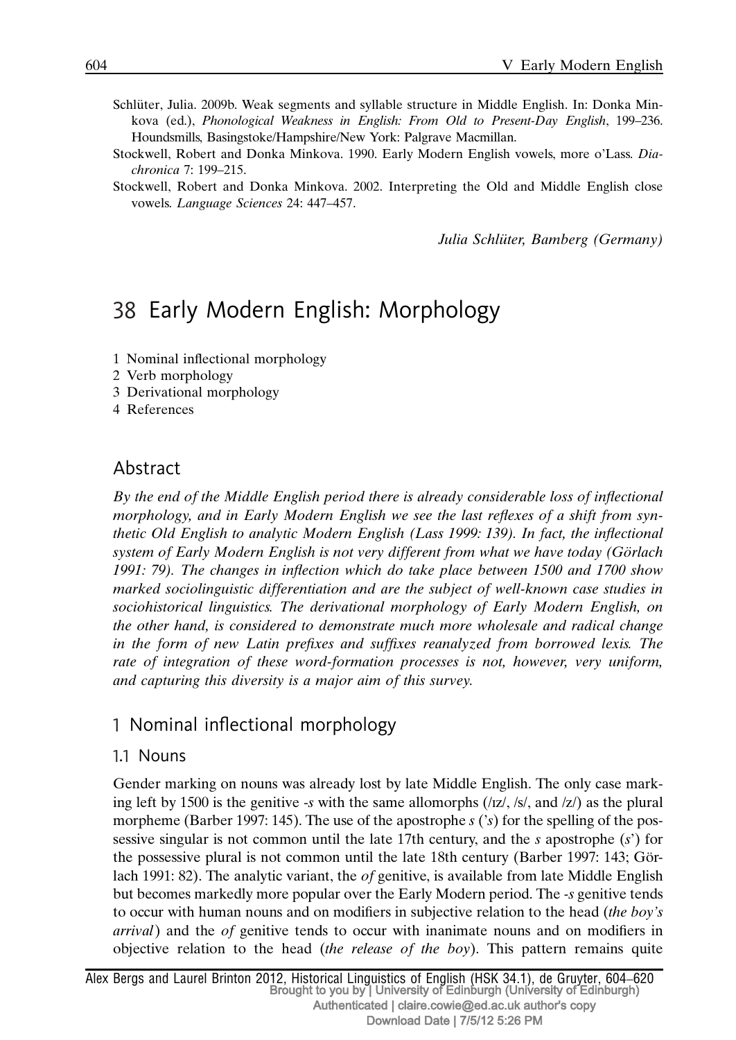Schlüter, Julia. 2009b. Weak segments and syllable structure in Middle English. In: Donka Minkova (ed.), *Phonological Weakness in English: From Old to Present-Day English*, 199–236. Houndsmills, Basingstoke/Hampshire/New York: Palgrave Macmillan.

Stockwell, Robert and Donka Minkova. 1990. Early Modern English vowels, more o'Lass. *Diachronica* 7: 199–215.

Stockwell, Robert and Donka Minkova. 2002. Interpreting the Old and Middle English close vowels. *Language Sciences* 24: 447–457.

*Julia Schlüter, Bamberg (Germany)*

# 38 Early Modern English: Morphology

1 Nominal inflectional morphology
2 Verb morphology
3 Derivational morphology
4 References

## Abstract

*By the end of the Middle English period there is already considerable loss of inflectional morphology, and in Early Modern English we see the last reflexes of a shift from synthetic Old English to analytic Modern English (Lass 1999: 139). In fact, the inflectional system of Early Modern English is not very different from what we have today (Görlach 1991: 79). The changes in inflection which do take place between 1500 and 1700 show marked sociolinguistic differentiation and are the subject of well-known case studies in sociohistorical linguistics. The derivational morphology of Early Modern English, on the other hand, is considered to demonstrate much more wholesale and radical change in the form of new Latin prefixes and suffixes reanalyzed from borrowed lexis. The rate of integration of these word-formation processes is not, however, very uniform, and capturing this diversity is a major aim of this survey.*

## 1 Nominal inflectional morphology

### 1.1 Nouns

Gender marking on nouns was already lost by late Middle English. The only case marking left by 1500 is the genitive *-s* with the same allomorphs (/ɪz/, /s/, and /z/) as the plural morpheme (Barber 1997: 145). The use of the apostrophe *s* (*'s*) for the spelling of the possessive singular is not common until the late 17th century, and the *s* apostrophe (*s'*) for the possessive plural is not common until the late 18th century (Barber 1997: 143; Görlach 1991: 82). The analytic variant, the *of* genitive, is available from late Middle English but becomes markedly more popular over the Early Modern period. The *-s* genitive tends to occur with human nouns and on modifiers in subjective relation to the head (*the boy's arrival*) and the *of* genitive tends to occur with inanimate nouns and on modifiers in objective relation to the head (*the release of the boy*). This pattern remains quite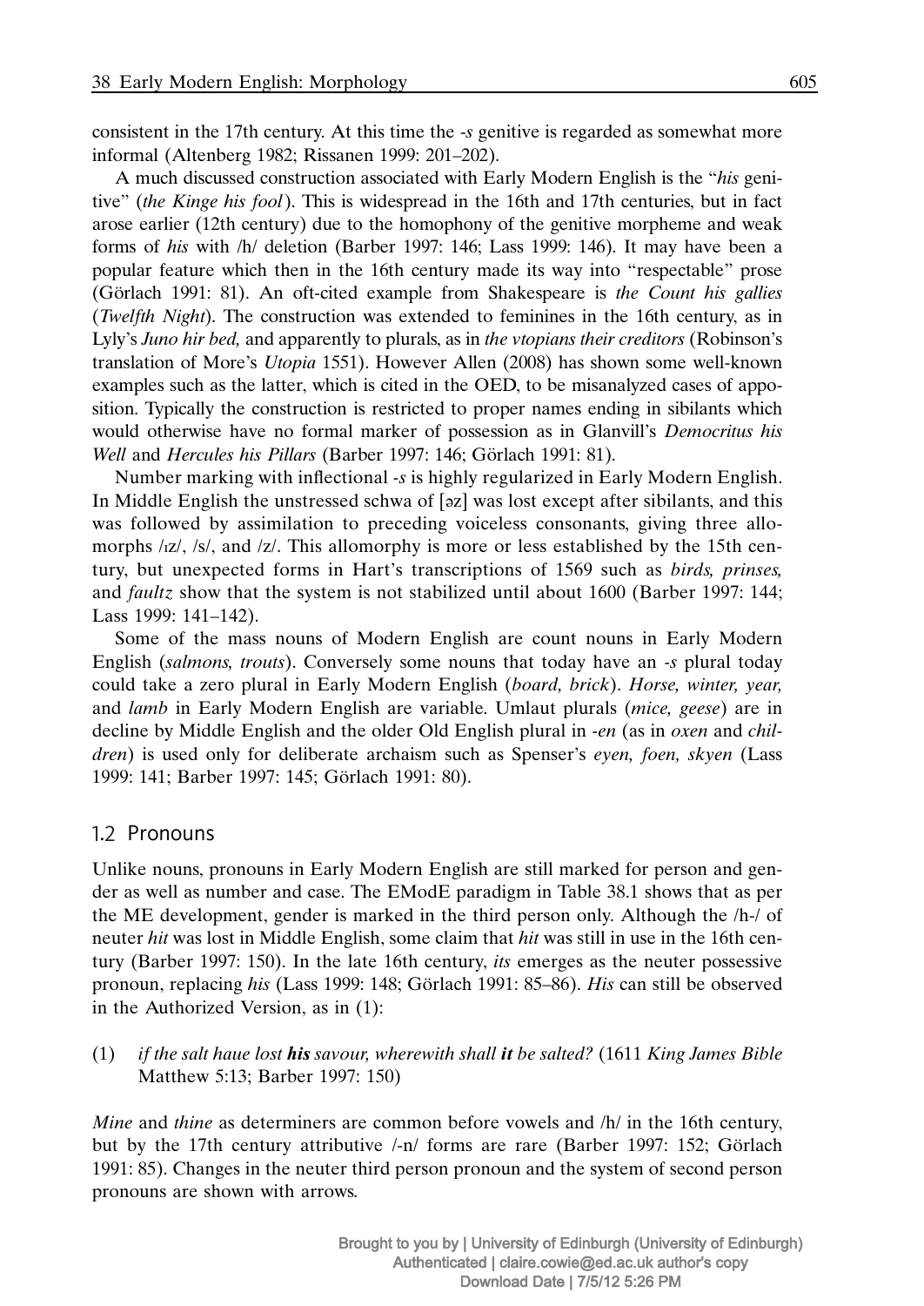consistent in the 17th century. At this time the *-s* genitive is regarded as somewhat more informal (Altenberg 1982; Rissanen 1999: 201–202).

A much discussed construction associated with Early Modern English is the "*his* genitive" (*the Kinge his fool*). This is widespread in the 16th and 17th centuries, but in fact arose earlier (12th century) due to the homophony of the genitive morpheme and weak forms of *his* with /h/ deletion (Barber 1997: 146; Lass 1999: 146). It may have been a popular feature which then in the 16th century made its way into "respectable" prose (Görlach 1991: 81). An oft-cited example from Shakespeare is *the Count his gallies* (*Twelfth Night*). The construction was extended to feminines in the 16th century, as in Lyly's *Juno hir bed,* and apparently to plurals, as in *the vtopians their creditors* (Robinson's translation of More's *Utopia* 1551). However Allen (2008) has shown some well-known examples such as the latter, which is cited in the OED, to be misanalyzed cases of apposition. Typically the construction is restricted to proper names ending in sibilants which would otherwise have no formal marker of possession as in Glanvill's *Democritus his Well* and *Hercules his Pillars* (Barber 1997: 146; Görlach 1991: 81).

Number marking with inflectional *-s* is highly regularized in Early Modern English. In Middle English the unstressed schwa of [əz] was lost except after sibilants, and this was followed by assimilation to preceding voiceless consonants, giving three allomorphs /ɪz/, /s/, and /z/. This allomorphy is more or less established by the 15th century, but unexpected forms in Hart's transcriptions of 1569 such as *birds, prinses,* and *faultz* show that the system is not stabilized until about 1600 (Barber 1997: 144; Lass 1999: 141–142).

Some of the mass nouns of Modern English are count nouns in Early Modern English (*salmons, trouts*). Conversely some nouns that today have an *-s* plural today could take a zero plural in Early Modern English (*board, brick*). *Horse, winter, year,* and *lamb* in Early Modern English are variable. Umlaut plurals (*mice, geese*) are in decline by Middle English and the older Old English plural in *-en* (as in *oxen* and *children*) is used only for deliberate archaism such as Spenser's *eyen, foen, skyen* (Lass 1999: 141; Barber 1997: 145; Görlach 1991: 80).

## 1.2 Pronouns

Unlike nouns, pronouns in Early Modern English are still marked for person and gender as well as number and case. The EModE paradigm in Table 38.1 shows that as per the ME development, gender is marked in the third person only. Although the /h-/ of neuter *hit* was lost in Middle English, some claim that *hit* was still in use in the 16th century (Barber 1997: 150). In the late 16th century, *its* emerges as the neuter possessive pronoun, replacing *his* (Lass 1999: 148; Görlach 1991: 85–86). *His* can still be observed in the Authorized Version, as in (1):

(1) *if the salt haue lost **his** savour, wherewith shall **it** be salted?* (1611 *King James Bible* Matthew 5:13; Barber 1997: 150)

*Mine* and *thine* as determiners are common before vowels and /h/ in the 16th century, but by the 17th century attributive /-n/ forms are rare (Barber 1997: 152; Görlach 1991: 85). Changes in the neuter third person pronoun and the system of second person pronouns are shown with arrows.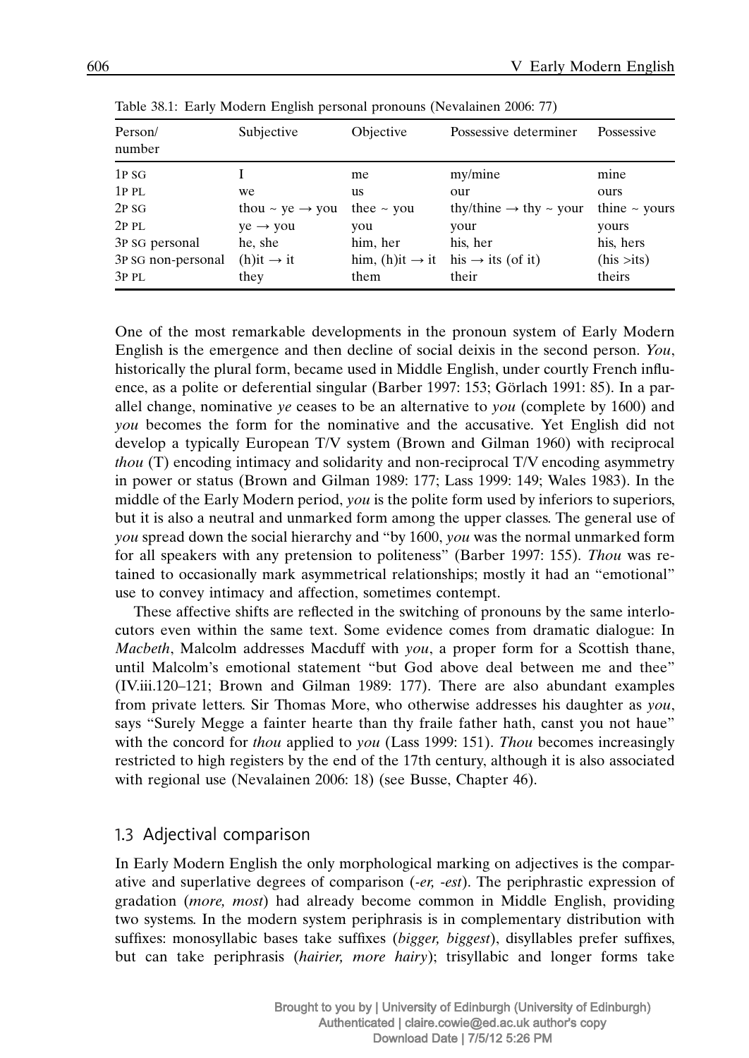Table 38.1: Early Modern English personal pronouns (Nevalainen 2006: 77)

| Person/ number | Subjective | Objective | Possessive determiner | Possessive |
|---|---|---|---|---|
| 1P SG | I | me | my/mine | mine |
| 1P PL | we | us | our | ours |
| 2P SG | thou ~ ye → you | thee ~ you | thy/thine → thy ~ your | thine ~ yours |
| 2P PL | ye → you | you | your | yours |
| 3P SG personal | he, she | him, her | his, her | his, hers |
| 3P SG non-personal | (h)it → it | him, (h)it → it | his → its (of it) | (his >its) |
| 3P PL | they | them | their | theirs |

One of the most remarkable developments in the pronoun system of Early Modern English is the emergence and then decline of social deixis in the second person. *You*, historically the plural form, became used in Middle English, under courtly French influence, as a polite or deferential singular (Barber 1997: 153; Görlach 1991: 85). In a parallel change, nominative *ye* ceases to be an alternative to *you* (complete by 1600) and *you* becomes the form for the nominative and the accusative. Yet English did not develop a typically European T/V system (Brown and Gilman 1960) with reciprocal *thou* (T) encoding intimacy and solidarity and non-reciprocal T/V encoding asymmetry in power or status (Brown and Gilman 1989: 177; Lass 1999: 149; Wales 1983). In the middle of the Early Modern period, *you* is the polite form used by inferiors to superiors, but it is also a neutral and unmarked form among the upper classes. The general use of *you* spread down the social hierarchy and "by 1600, *you* was the normal unmarked form for all speakers with any pretension to politeness" (Barber 1997: 155). *Thou* was retained to occasionally mark asymmetrical relationships; mostly it had an "emotional" use to convey intimacy and affection, sometimes contempt.

These affective shifts are reflected in the switching of pronouns by the same interlocutors even within the same text. Some evidence comes from dramatic dialogue: In *Macbeth*, Malcolm addresses Macduff with *you*, a proper form for a Scottish thane, until Malcolm's emotional statement "but God above deal between me and thee" (IV.iii.120–121; Brown and Gilman 1989: 177). There are also abundant examples from private letters. Sir Thomas More, who otherwise addresses his daughter as *you*, says "Surely Megge a fainter hearte than thy fraile father hath, canst you not haue" with the concord for *thou* applied to *you* (Lass 1999: 151). *Thou* becomes increasingly restricted to high registers by the end of the 17th century, although it is also associated with regional use (Nevalainen 2006: 18) (see Busse, Chapter 46).

### 1.3 Adjectival comparison

In Early Modern English the only morphological marking on adjectives is the comparative and superlative degrees of comparison (*-er, -est*). The periphrastic expression of gradation (*more, most*) had already become common in Middle English, providing two systems. In the modern system periphrasis is in complementary distribution with suffixes: monosyllabic bases take suffixes (*bigger, biggest*), disyllables prefer suffixes, but can take periphrasis (*hairier, more hairy*); trisyllabic and longer forms take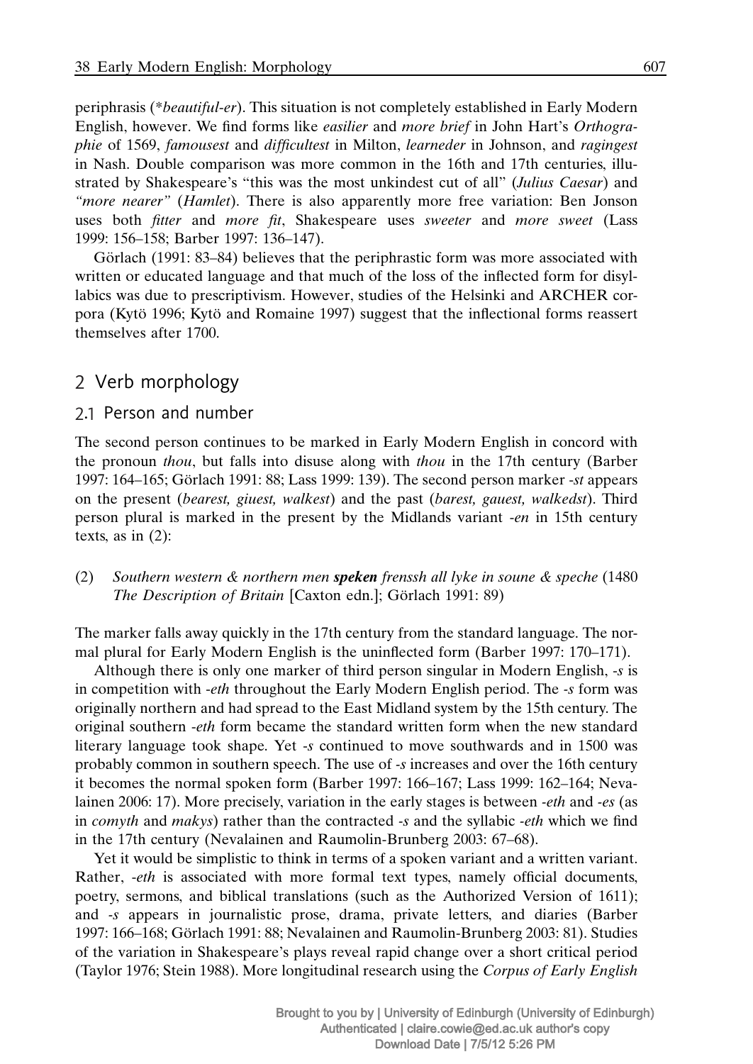periphrasis (*beautiful-er*). This situation is not completely established in Early Modern English, however. We find forms like *easilier* and *more brief* in John Hart's *Orthographie* of 1569, *famousest* and *difficultest* in Milton, *learneder* in Johnson, and *ragingest* in Nash. Double comparison was more common in the 16th and 17th centuries, illustrated by Shakespeare's "this was the most unkindest cut of all" (*Julius Caesar*) and *"more nearer"* (*Hamlet*). There is also apparently more free variation: Ben Jonson uses both *fitter* and *more fit*, Shakespeare uses *sweeter* and *more sweet* (Lass 1999: 156–158; Barber 1997: 136–147).

Görlach (1991: 83–84) believes that the periphrastic form was more associated with written or educated language and that much of the loss of the inflected form for disyllabics was due to prescriptivism. However, studies of the Helsinki and ARCHER corpora (Kytö 1996; Kytö and Romaine 1997) suggest that the inflectional forms reassert themselves after 1700.

## 2 Verb morphology

### 2.1 Person and number

The second person continues to be marked in Early Modern English in concord with the pronoun *thou*, but falls into disuse along with *thou* in the 17th century (Barber 1997: 164–165; Görlach 1991: 88; Lass 1999: 139). The second person marker *-st* appears on the present (*bearest, giuest, walkest*) and the past (*barest, gauest, walkedst*). Third person plural is marked in the present by the Midlands variant *-en* in 15th century texts, as in (2):

(2) *Southern western & northern men* ***speken*** *frenssh all lyke in soune & speche* (1480 *The Description of Britain* [Caxton edn.]; Görlach 1991: 89)

The marker falls away quickly in the 17th century from the standard language. The normal plural for Early Modern English is the uninflected form (Barber 1997: 170–171).

Although there is only one marker of third person singular in Modern English, *-s* is in competition with *-eth* throughout the Early Modern English period. The *-s* form was originally northern and had spread to the East Midland system by the 15th century. The original southern *-eth* form became the standard written form when the new standard literary language took shape. Yet *-s* continued to move southwards and in 1500 was probably common in southern speech. The use of *-s* increases and over the 16th century it becomes the normal spoken form (Barber 1997: 166–167; Lass 1999: 162–164; Nevalainen 2006: 17). More precisely, variation in the early stages is between *-eth* and *-es* (as in *comyth* and *makys*) rather than the contracted *-s* and the syllabic *-eth* which we find in the 17th century (Nevalainen and Raumolin-Brunberg 2003: 67–68).

Yet it would be simplistic to think in terms of a spoken variant and a written variant. Rather, *-eth* is associated with more formal text types, namely official documents, poetry, sermons, and biblical translations (such as the Authorized Version of 1611); and *-s* appears in journalistic prose, drama, private letters, and diaries (Barber 1997: 166–168; Görlach 1991: 88; Nevalainen and Raumolin-Brunberg 2003: 81). Studies of the variation in Shakespeare's plays reveal rapid change over a short critical period (Taylor 1976; Stein 1988). More longitudinal research using the *Corpus of Early English*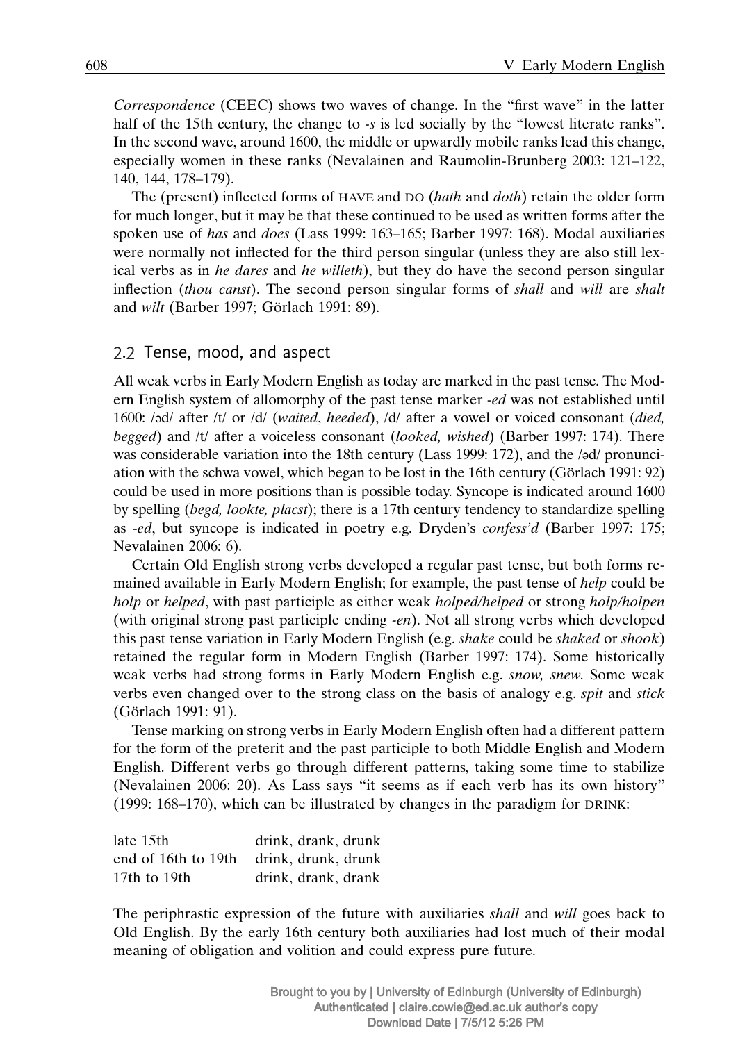*Correspondence* (CEEC) shows two waves of change. In the "first wave" in the latter half of the 15th century, the change to *-s* is led socially by the "lowest literate ranks". In the second wave, around 1600, the middle or upwardly mobile ranks lead this change, especially women in these ranks (Nevalainen and Raumolin-Brunberg 2003: 121–122, 140, 144, 178–179).

The (present) inflected forms of HAVE and DO (*hath* and *doth*) retain the older form for much longer, but it may be that these continued to be used as written forms after the spoken use of *has* and *does* (Lass 1999: 163–165; Barber 1997: 168). Modal auxiliaries were normally not inflected for the third person singular (unless they are also still lexical verbs as in *he dares* and *he willeth*), but they do have the second person singular inflection (*thou canst*). The second person singular forms of *shall* and *will* are *shalt* and *wilt* (Barber 1997; Görlach 1991: 89).

## 2.2 Tense, mood, and aspect

All weak verbs in Early Modern English as today are marked in the past tense. The Modern English system of allomorphy of the past tense marker *-ed* was not established until 1600: /əd/ after /t/ or /d/ (*waited*, *heeded*), /d/ after a vowel or voiced consonant (*died, begged*) and /t/ after a voiceless consonant (*looked, wished*) (Barber 1997: 174). There was considerable variation into the 18th century (Lass 1999: 172), and the /əd/ pronunciation with the schwa vowel, which began to be lost in the 16th century (Görlach 1991: 92) could be used in more positions than is possible today. Syncope is indicated around 1600 by spelling (*begd, lookte, placst*); there is a 17th century tendency to standardize spelling as *-ed*, but syncope is indicated in poetry e.g. Dryden's *confess'd* (Barber 1997: 175; Nevalainen 2006: 6).

Certain Old English strong verbs developed a regular past tense, but both forms remained available in Early Modern English; for example, the past tense of *help* could be *holp* or *helped*, with past participle as either weak *holped/helped* or strong *holp/holpen* (with original strong past participle ending *-en*). Not all strong verbs which developed this past tense variation in Early Modern English (e.g. *shake* could be *shaked* or *shook*) retained the regular form in Modern English (Barber 1997: 174). Some historically weak verbs had strong forms in Early Modern English e.g. *snow, snew*. Some weak verbs even changed over to the strong class on the basis of analogy e.g. *spit* and *stick* (Görlach 1991: 91).

Tense marking on strong verbs in Early Modern English often had a different pattern for the form of the preterit and the past participle to both Middle English and Modern English. Different verbs go through different patterns, taking some time to stabilize (Nevalainen 2006: 20). As Lass says "it seems as if each verb has its own history" (1999: 168–170), which can be illustrated by changes in the paradigm for DRINK:

| | |
|---|---|
| late 15th | drink, drank, drunk |
| end of 16th to 19th | drink, drunk, drunk |
| 17th to 19th | drink, drank, drank |

The periphrastic expression of the future with auxiliaries *shall* and *will* goes back to Old English. By the early 16th century both auxiliaries had lost much of their modal meaning of obligation and volition and could express pure future.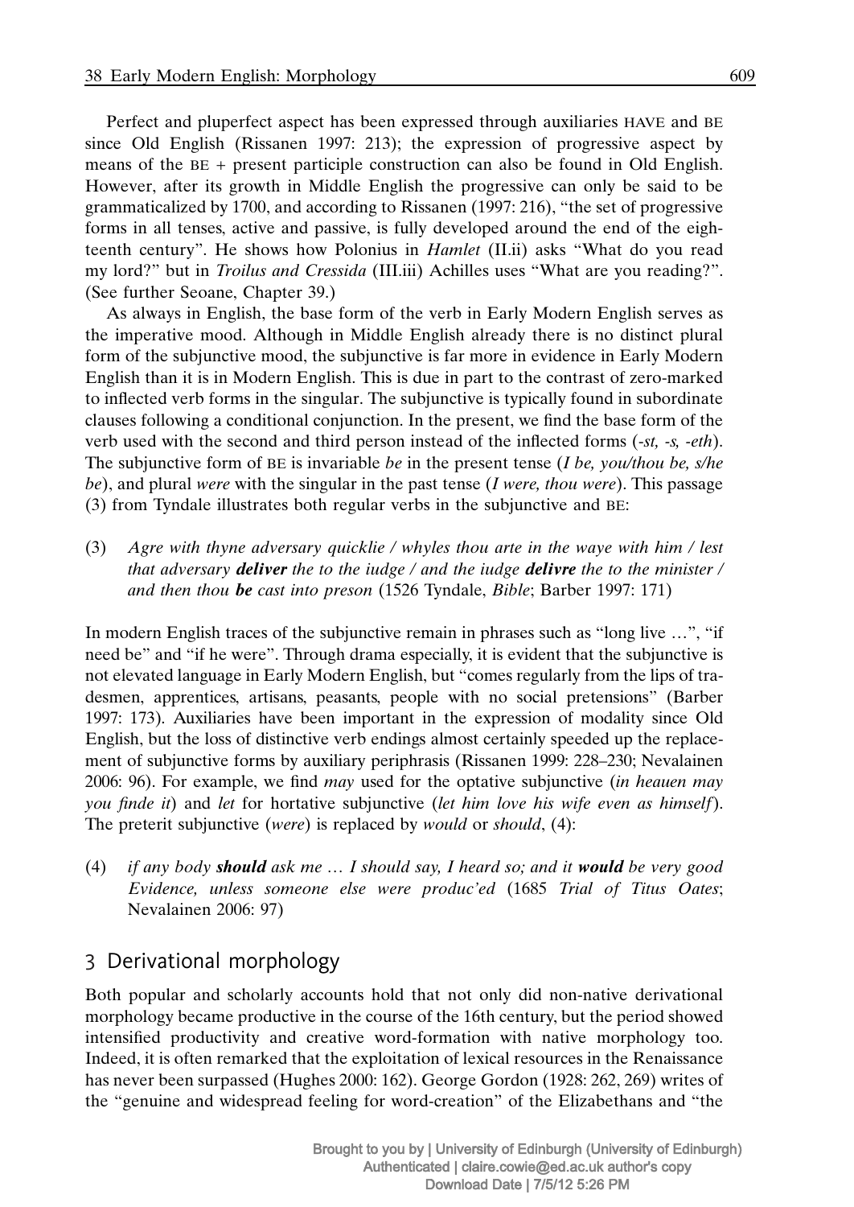Perfect and pluperfect aspect has been expressed through auxiliaries HAVE and BE since Old English (Rissanen 1997: 213); the expression of progressive aspect by means of the BE + present participle construction can also be found in Old English. However, after its growth in Middle English the progressive can only be said to be grammaticalized by 1700, and according to Rissanen (1997: 216), "the set of progressive forms in all tenses, active and passive, is fully developed around the end of the eighteenth century". He shows how Polonius in *Hamlet* (II.ii) asks "What do you read my lord?" but in *Troilus and Cressida* (III.iii) Achilles uses "What are you reading?". (See further Seoane, Chapter 39.)

As always in English, the base form of the verb in Early Modern English serves as the imperative mood. Although in Middle English already there is no distinct plural form of the subjunctive mood, the subjunctive is far more in evidence in Early Modern English than it is in Modern English. This is due in part to the contrast of zero-marked to inflected verb forms in the singular. The subjunctive is typically found in subordinate clauses following a conditional conjunction. In the present, we find the base form of the verb used with the second and third person instead of the inflected forms (*-st, -s, -eth*). The subjunctive form of BE is invariable *be* in the present tense (*I be, you/thou be, s/he be*), and plural *were* with the singular in the past tense (*I were, thou were*). This passage (3) from Tyndale illustrates both regular verbs in the subjunctive and BE:

(3) *Agre with thyne adversary quicklie / whyles thou arte in the waye with him / lest that adversary* ***deliver*** *the to the iudge / and the iudge* ***delivre*** *the to the minister / and then thou* ***be*** *cast into preson* (1526 Tyndale, *Bible*; Barber 1997: 171)

In modern English traces of the subjunctive remain in phrases such as "long live …", "if need be" and "if he were". Through drama especially, it is evident that the subjunctive is not elevated language in Early Modern English, but "comes regularly from the lips of tradesmen, apprentices, artisans, peasants, people with no social pretensions" (Barber 1997: 173). Auxiliaries have been important in the expression of modality since Old English, but the loss of distinctive verb endings almost certainly speeded up the replacement of subjunctive forms by auxiliary periphrasis (Rissanen 1999: 228–230; Nevalainen 2006: 96). For example, we find *may* used for the optative subjunctive (*in heauen may you finde it*) and *let* for hortative subjunctive (*let him love his wife even as himself*). The preterit subjunctive (*were*) is replaced by *would* or *should*, (4):

(4) *if any body* ***should*** *ask me … I should say, I heard so; and it* ***would*** *be very good Evidence, unless someone else were produc'ed* (1685 *Trial of Titus Oates*; Nevalainen 2006: 97)

## 3 Derivational morphology

Both popular and scholarly accounts hold that not only did non-native derivational morphology became productive in the course of the 16th century, but the period showed intensified productivity and creative word-formation with native morphology too. Indeed, it is often remarked that the exploitation of lexical resources in the Renaissance has never been surpassed (Hughes 2000: 162). George Gordon (1928: 262, 269) writes of the "genuine and widespread feeling for word-creation" of the Elizabethans and "the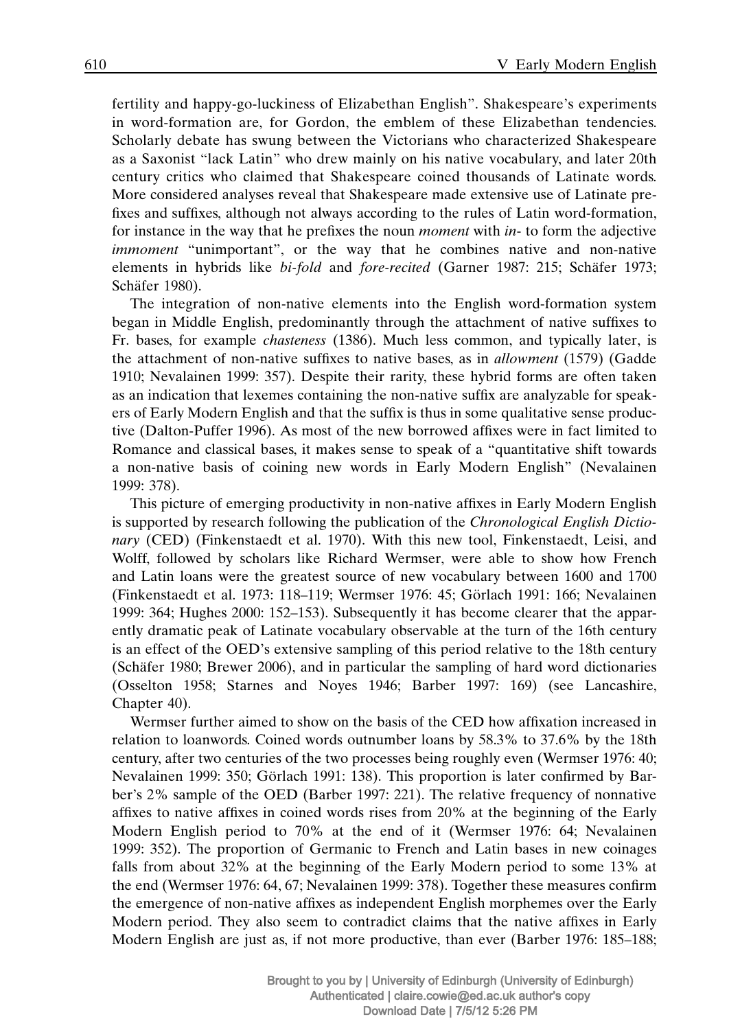fertility and happy-go-luckiness of Elizabethan English". Shakespeare's experiments in word-formation are, for Gordon, the emblem of these Elizabethan tendencies. Scholarly debate has swung between the Victorians who characterized Shakespeare as a Saxonist "lack Latin" who drew mainly on his native vocabulary, and later 20th century critics who claimed that Shakespeare coined thousands of Latinate words. More considered analyses reveal that Shakespeare made extensive use of Latinate prefixes and suffixes, although not always according to the rules of Latin word-formation, for instance in the way that he prefixes the noun *moment* with *in-* to form the adjective *immoment* "unimportant", or the way that he combines native and non-native elements in hybrids like *bi-fold* and *fore-recited* (Garner 1987: 215; Schäfer 1973; Schäfer 1980).

The integration of non-native elements into the English word-formation system began in Middle English, predominantly through the attachment of native suffixes to Fr. bases, for example *chasteness* (1386). Much less common, and typically later, is the attachment of non-native suffixes to native bases, as in *allowment* (1579) (Gadde 1910; Nevalainen 1999: 357). Despite their rarity, these hybrid forms are often taken as an indication that lexemes containing the non-native suffix are analyzable for speakers of Early Modern English and that the suffix is thus in some qualitative sense productive (Dalton-Puffer 1996). As most of the new borrowed affixes were in fact limited to Romance and classical bases, it makes sense to speak of a "quantitative shift towards a non-native basis of coining new words in Early Modern English" (Nevalainen 1999: 378).

This picture of emerging productivity in non-native affixes in Early Modern English is supported by research following the publication of the *Chronological English Dictionary* (CED) (Finkenstaedt et al. 1970). With this new tool, Finkenstaedt, Leisi, and Wolff, followed by scholars like Richard Wermser, were able to show how French and Latin loans were the greatest source of new vocabulary between 1600 and 1700 (Finkenstaedt et al. 1973: 118–119; Wermser 1976: 45; Görlach 1991: 166; Nevalainen 1999: 364; Hughes 2000: 152–153). Subsequently it has become clearer that the apparently dramatic peak of Latinate vocabulary observable at the turn of the 16th century is an effect of the OED's extensive sampling of this period relative to the 18th century (Schäfer 1980; Brewer 2006), and in particular the sampling of hard word dictionaries (Osselton 1958; Starnes and Noyes 1946; Barber 1997: 169) (see Lancashire, Chapter 40).

Wermser further aimed to show on the basis of the CED how affixation increased in relation to loanwords. Coined words outnumber loans by 58.3% to 37.6% by the 18th century, after two centuries of the two processes being roughly even (Wermser 1976: 40; Nevalainen 1999: 350; Görlach 1991: 138). This proportion is later confirmed by Barber's 2% sample of the OED (Barber 1997: 221). The relative frequency of nonnative affixes to native affixes in coined words rises from 20% at the beginning of the Early Modern English period to 70% at the end of it (Wermser 1976: 64; Nevalainen 1999: 352). The proportion of Germanic to French and Latin bases in new coinages falls from about 32% at the beginning of the Early Modern period to some 13% at the end (Wermser 1976: 64, 67; Nevalainen 1999: 378). Together these measures confirm the emergence of non-native affixes as independent English morphemes over the Early Modern period. They also seem to contradict claims that the native affixes in Early Modern English are just as, if not more productive, than ever (Barber 1976: 185–188;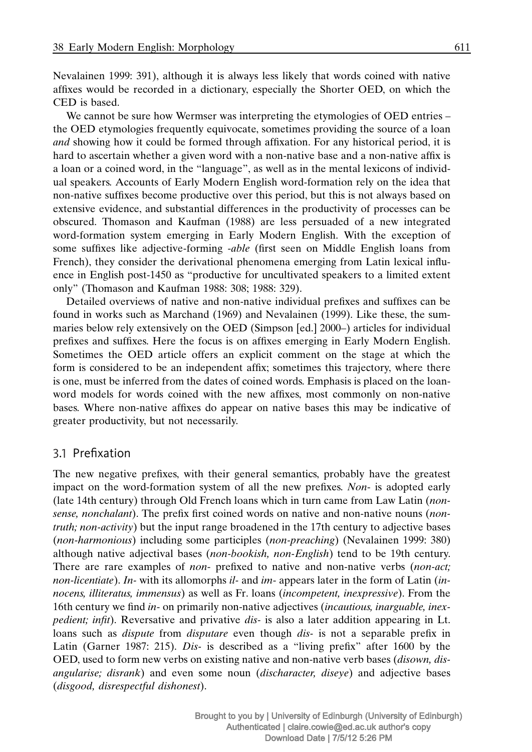Nevalainen 1999: 391), although it is always less likely that words coined with native affixes would be recorded in a dictionary, especially the Shorter OED, on which the CED is based.

We cannot be sure how Wermser was interpreting the etymologies of OED entries – the OED etymologies frequently equivocate, sometimes providing the source of a loan *and* showing how it could be formed through affixation. For any historical period, it is hard to ascertain whether a given word with a non-native base and a non-native affix is a loan or a coined word, in the "language", as well as in the mental lexicons of individual speakers. Accounts of Early Modern English word-formation rely on the idea that non-native suffixes become productive over this period, but this is not always based on extensive evidence, and substantial differences in the productivity of processes can be obscured. Thomason and Kaufman (1988) are less persuaded of a new integrated word-formation system emerging in Early Modern English. With the exception of some suffixes like adjective-forming *-able* (first seen on Middle English loans from French), they consider the derivational phenomena emerging from Latin lexical influence in English post-1450 as "productive for uncultivated speakers to a limited extent only" (Thomason and Kaufman 1988: 308; 1988: 329).

Detailed overviews of native and non-native individual prefixes and suffixes can be found in works such as Marchand (1969) and Nevalainen (1999). Like these, the summaries below rely extensively on the OED (Simpson [ed.] 2000–) articles for individual prefixes and suffixes. Here the focus is on affixes emerging in Early Modern English. Sometimes the OED article offers an explicit comment on the stage at which the form is considered to be an independent affix; sometimes this trajectory, where there is one, must be inferred from the dates of coined words. Emphasis is placed on the loanword models for words coined with the new affixes, most commonly on non-native bases. Where non-native affixes do appear on native bases this may be indicative of greater productivity, but not necessarily.

## 3.1 Prefixation

The new negative prefixes, with their general semantics, probably have the greatest impact on the word-formation system of all the new prefixes. *Non-* is adopted early (late 14th century) through Old French loans which in turn came from Law Latin (*nonsense, nonchalant*). The prefix first coined words on native and non-native nouns (*nontruth; non-activity*) but the input range broadened in the 17th century to adjective bases (*non-harmonious*) including some participles (*non-preaching*) (Nevalainen 1999: 380) although native adjectival bases (*non-bookish, non-English*) tend to be 19th century. There are rare examples of *non-* prefixed to native and non-native verbs (*non-act; non-licentiate*). *In-* with its allomorphs *il-* and *im-* appears later in the form of Latin (*innocens, illiteratus, immensus*) as well as Fr. loans (*incompetent, inexpressive*). From the 16th century we find *in-* on primarily non-native adjectives (*incautious, inarguable, inexpedient; infit*). Reversative and privative *dis-* is also a later addition appearing in Lt. loans such as *dispute* from *disputare* even though *dis-* is not a separable prefix in Latin (Garner 1987: 215). *Dis-* is described as a "living prefix" after 1600 by the OED, used to form new verbs on existing native and non-native verb bases (*disown, disangularise; disrank*) and even some noun (*discharacter, diseye*) and adjective bases (*disgood, disrespectful dishonest*).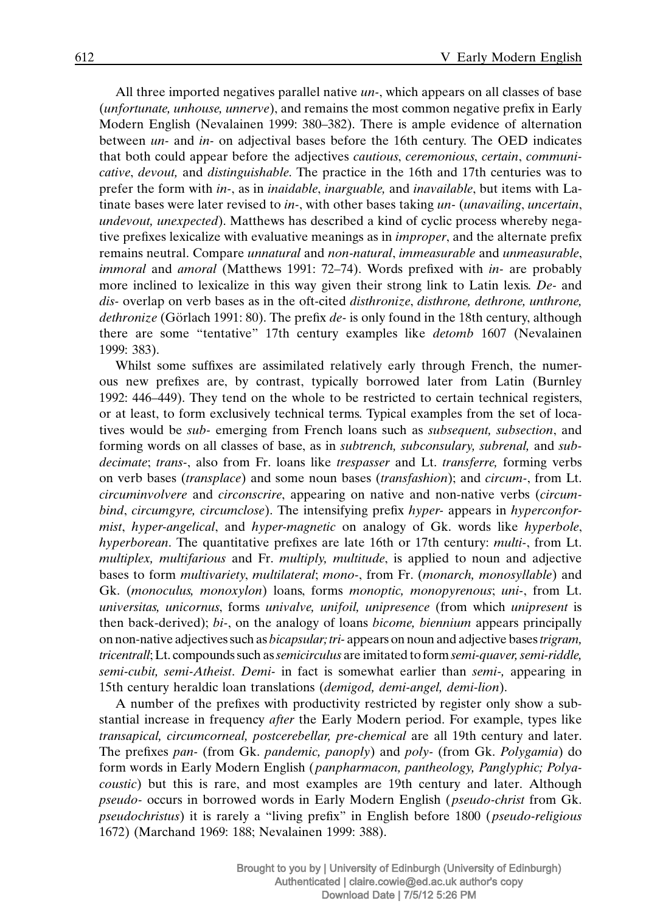All three imported negatives parallel native *un-*, which appears on all classes of base (*unfortunate, unhouse, unnerve*), and remains the most common negative prefix in Early Modern English (Nevalainen 1999: 380–382). There is ample evidence of alternation between *un-* and *in-* on adjectival bases before the 16th century. The OED indicates that both could appear before the adjectives *cautious*, *ceremonious*, *certain*, *communicative*, *devout,* and *distinguishable*. The practice in the 16th and 17th centuries was to prefer the form with *in-*, as in *inaidable*, *inarguable,* and *inavailable*, but items with Latinate bases were later revised to *in-*, with other bases taking *un-* (*unavailing*, *uncertain*, *undevout, unexpected*). Matthews has described a kind of cyclic process whereby negative prefixes lexicalize with evaluative meanings as in *improper*, and the alternate prefix remains neutral. Compare *unnatural* and *non-natural*, *immeasurable* and *unmeasurable*, *immoral* and *amoral* (Matthews 1991: 72–74). Words prefixed with *in-* are probably more inclined to lexicalize in this way given their strong link to Latin lexis. *De-* and *dis-* overlap on verb bases as in the oft-cited *disthronize*, *disthrone, dethrone, unthrone, dethronize* (Görlach 1991: 80). The prefix *de-* is only found in the 18th century, although there are some "tentative" 17th century examples like *detomb* 1607 (Nevalainen 1999: 383).

Whilst some suffixes are assimilated relatively early through French, the numerous new prefixes are, by contrast, typically borrowed later from Latin (Burnley 1992: 446–449). They tend on the whole to be restricted to certain technical registers, or at least, to form exclusively technical terms. Typical examples from the set of locatives would be *sub-* emerging from French loans such as *subsequent, subsection*, and forming words on all classes of base, as in *subtrench, subconsulary, subrenal,* and *subdecimate*; *trans-*, also from Fr. loans like *trespasser* and Lt. *transferre,* forming verbs on verb bases (*transplace*) and some noun bases (*transfashion*); and *circum-*, from Lt. *circuminvolvere* and *circonscrire*, appearing on native and non-native verbs (*circumbind*, *circumgyre, circumclose*). The intensifying prefix *hyper-* appears in *hyperconformist*, *hyper-angelical*, and *hyper-magnetic* on analogy of Gk. words like *hyperbole*, *hyperborean*. The quantitative prefixes are late 16th or 17th century: *multi-*, from Lt. *multiplex, multifarious* and Fr. *multiply, multitude*, is applied to noun and adjective bases to form *multivariety*, *multilateral*; *mono-*, from Fr. (*monarch, monosyllable*) and Gk. (*monoculus, monoxylon*) loans, forms *monoptic, monopyrenous*; *uni-*, from Lt. *universitas, unicornus*, forms *univalve, unifoil, unipresence* (from which *unipresent* is then back-derived); *bi-*, on the analogy of loans *bicome, biennium* appears principally on non-native adjectives such as *bicapsular; tri-* appears on noun and adjective bases *trigram, tricentrall*; Lt. compounds such as *semicirculus* are imitated to form *semi-quaver, semi-riddle, semi-cubit, semi-Atheist*. *Demi-* in fact is somewhat earlier than *semi-,* appearing in 15th century heraldic loan translations (*demigod, demi-angel, demi-lion*).

A number of the prefixes with productivity restricted by register only show a substantial increase in frequency *after* the Early Modern period. For example, types like *transapical, circumcorneal, postcerebellar, pre-chemical* are all 19th century and later. The prefixes *pan-* (from Gk. *pandemic, panoply*) and *poly-* (from Gk. *Polygamia*) do form words in Early Modern English (*panpharmacon, pantheology, Panglyphic; Polyacoustic*) but this is rare, and most examples are 19th century and later. Although *pseudo-* occurs in borrowed words in Early Modern English (*pseudo-christ* from Gk. *pseudochristus*) it is rarely a "living prefix" in English before 1800 (*pseudo-religious* 1672) (Marchand 1969: 188; Nevalainen 1999: 388).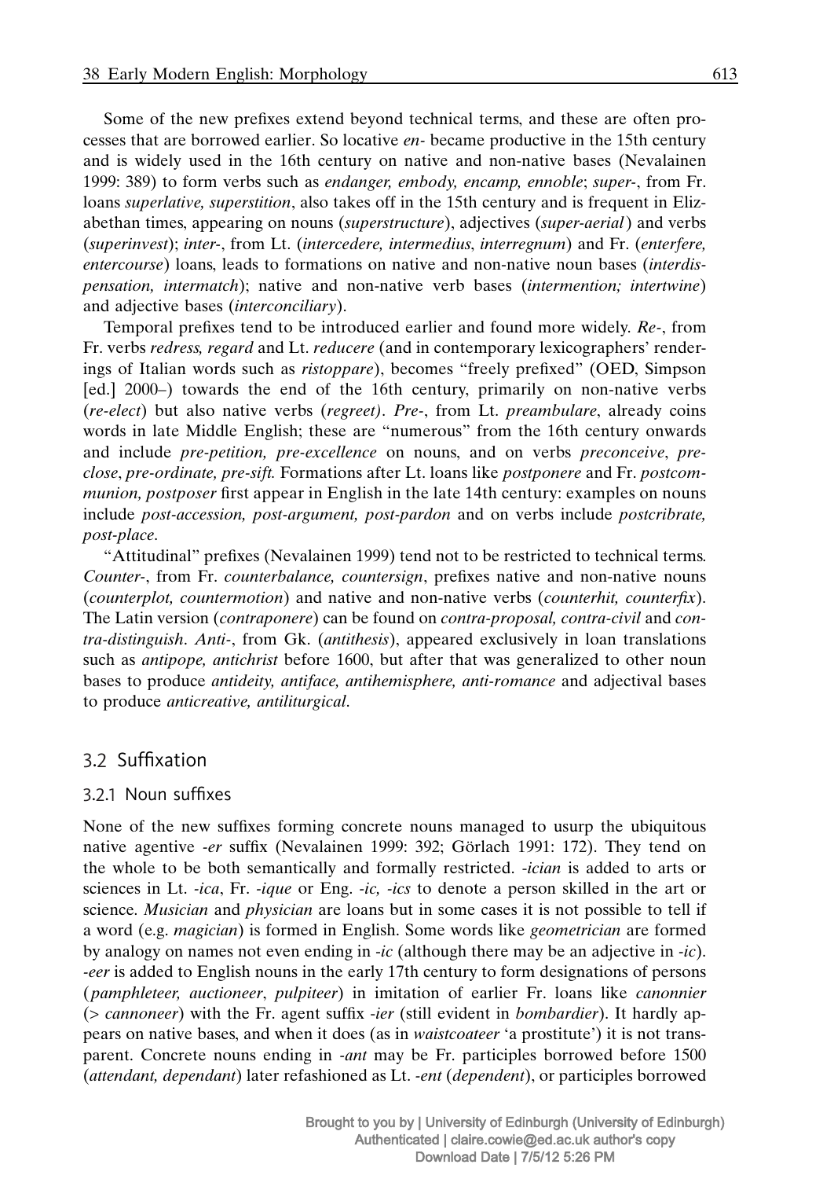Some of the new prefixes extend beyond technical terms, and these are often processes that are borrowed earlier. So locative *en-* became productive in the 15th century and is widely used in the 16th century on native and non-native bases (Nevalainen 1999: 389) to form verbs such as *endanger, embody, encamp, ennoble*; *super-*, from Fr. loans *superlative, superstition*, also takes off in the 15th century and is frequent in Elizabethan times, appearing on nouns (*superstructure*), adjectives (*super-aerial*) and verbs (*superinvest*); *inter-*, from Lt. (*intercedere, intermedius, interregnum*) and Fr. (*enterfere, entercourse*) loans, leads to formations on native and non-native noun bases (*interdispensation, intermatch*); native and non-native verb bases (*intermention; intertwine*) and adjective bases (*interconciliary*).

Temporal prefixes tend to be introduced earlier and found more widely. *Re-*, from Fr. verbs *redress, regard* and Lt. *reducere* (and in contemporary lexicographers' renderings of Italian words such as *ristoppare*), becomes "freely prefixed" (OED, Simpson [ed.] 2000–) towards the end of the 16th century, primarily on non-native verbs (*re-elect*) but also native verbs (*regreet*). *Pre-*, from Lt. *preambulare*, already coins words in late Middle English; these are "numerous" from the 16th century onwards and include *pre-petition, pre-excellence* on nouns, and on verbs *preconceive*, *preclose*, *pre-ordinate, pre-sift.* Formations after Lt. loans like *postponere* and Fr. *postcommunion, postposer* first appear in English in the late 14th century: examples on nouns include *post-accession, post-argument, post-pardon* and on verbs include *postcribrate, post-place*.

"Attitudinal" prefixes (Nevalainen 1999) tend not to be restricted to technical terms. *Counter-*, from Fr. *counterbalance, countersign*, prefixes native and non-native nouns (*counterplot, countermotion*) and native and non-native verbs (*counterhit, counterfix*). The Latin version (*contraponere*) can be found on *contra-proposal, contra-civil* and *contra-distinguish*. *Anti-*, from Gk. (*antithesis*), appeared exclusively in loan translations such as *antipope, antichrist* before 1600, but after that was generalized to other noun bases to produce *antideity, antiface, antihemisphere, anti-romance* and adjectival bases to produce *anticreative, antiliturgical*.

## 3.2 Suffixation

### 3.2.1 Noun suffixes

None of the new suffixes forming concrete nouns managed to usurp the ubiquitous native agentive *-er* suffix (Nevalainen 1999: 392; Görlach 1991: 172). They tend on the whole to be both semantically and formally restricted. *-ician* is added to arts or sciences in Lt. *-ica*, Fr. *-ique* or Eng. *-ic, -ics* to denote a person skilled in the art or science. *Musician* and *physician* are loans but in some cases it is not possible to tell if a word (e.g. *magician*) is formed in English. Some words like *geometrician* are formed by analogy on names not even ending in *-ic* (although there may be an adjective in *-ic*). *-eer* is added to English nouns in the early 17th century to form designations of persons (*pamphleteer, auctioneer*, *pulpiteer*) in imitation of earlier Fr. loans like *canonnier* (> *cannoneer*) with the Fr. agent suffix *-ier* (still evident in *bombardier*). It hardly appears on native bases, and when it does (as in *waistcoateer* 'a prostitute') it is not transparent. Concrete nouns ending in *-ant* may be Fr. participles borrowed before 1500 (*attendant, dependant*) later refashioned as Lt. *-ent* (*dependent*), or participles borrowed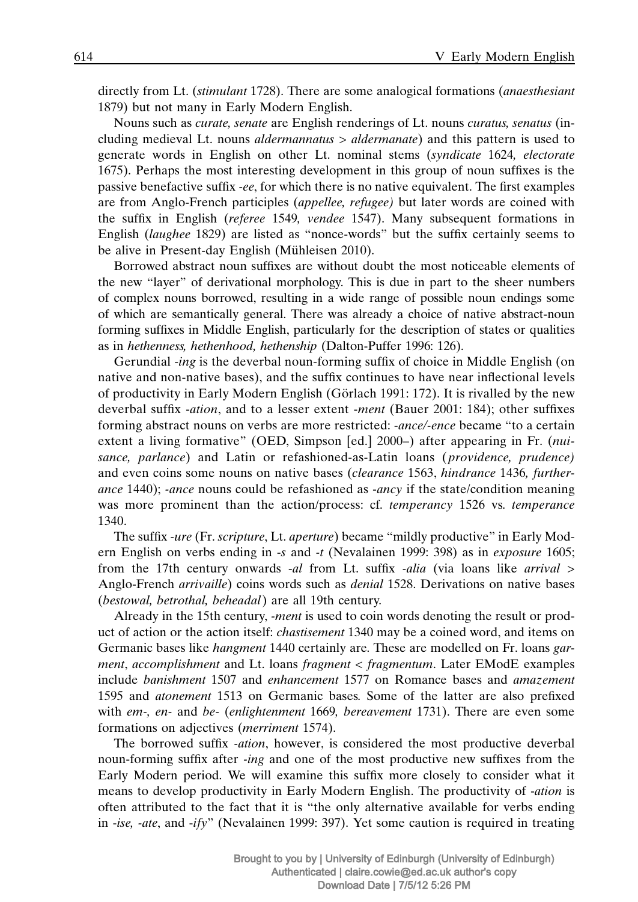directly from Lt. (*stimulant* 1728). There are some analogical formations (*anaesthesiant* 1879) but not many in Early Modern English.

Nouns such as *curate, senate* are English renderings of Lt. nouns *curatus, senatus* (including medieval Lt. nouns *aldermannatus* > *aldermanate*) and this pattern is used to generate words in English on other Lt. nominal stems (*syndicate* 1624*, electorate* 1675). Perhaps the most interesting development in this group of noun suffixes is the passive benefactive suffix *-ee*, for which there is no native equivalent. The first examples are from Anglo-French participles (*appellee, refugee)* but later words are coined with the suffix in English (*referee* 1549*, vendee* 1547). Many subsequent formations in English (*laughee* 1829) are listed as "nonce-words" but the suffix certainly seems to be alive in Present-day English (Mühleisen 2010).

Borrowed abstract noun suffixes are without doubt the most noticeable elements of the new "layer" of derivational morphology. This is due in part to the sheer numbers of complex nouns borrowed, resulting in a wide range of possible noun endings some of which are semantically general. There was already a choice of native abstract-noun forming suffixes in Middle English, particularly for the description of states or qualities as in *hethenness, hethenhood, hethenship* (Dalton-Puffer 1996: 126).

Gerundial *-ing* is the deverbal noun-forming suffix of choice in Middle English (on native and non-native bases), and the suffix continues to have near inflectional levels of productivity in Early Modern English (Görlach 1991: 172). It is rivalled by the new deverbal suffix *-ation*, and to a lesser extent *-ment* (Bauer 2001: 184); other suffixes forming abstract nouns on verbs are more restricted: *-ance/-ence* became "to a certain extent a living formative" (OED, Simpson [ed.] 2000–) after appearing in Fr. (*nuisance, parlance*) and Latin or refashioned-as-Latin loans (*providence, prudence)* and even coins some nouns on native bases (*clearance* 1563, *hindrance* 1436*, furtherance* 1440); *-ance* nouns could be refashioned as *-ancy* if the state/condition meaning was more prominent than the action/process: cf. *temperancy* 1526 vs. *temperance* 1340.

The suffix *-ure* (Fr. *scripture*, Lt. *aperture*) became "mildly productive" in Early Modern English on verbs ending in *-s* and *-t* (Nevalainen 1999: 398) as in *exposure* 1605; from the 17th century onwards *-al* from Lt. suffix *-alia* (via loans like *arrival* > Anglo-French *arrivaille*) coins words such as *denial* 1528. Derivations on native bases (*bestowal, betrothal, beheadal*) are all 19th century.

Already in the 15th century, *-ment* is used to coin words denoting the result or product of action or the action itself: *chastisement* 1340 may be a coined word, and items on Germanic bases like *hangment* 1440 certainly are. These are modelled on Fr. loans *garment*, *accomplishment* and Lt. loans *fragment* < *fragmentum*. Later EModE examples include *banishment* 1507 and *enhancement* 1577 on Romance bases and *amazement* 1595 and *atonement* 1513 on Germanic bases*.* Some of the latter are also prefixed with *em-, en-* and *be-* (*enlightenment* 1669*, bereavement* 1731). There are even some formations on adjectives (*merriment* 1574).

The borrowed suffix *-ation*, however, is considered the most productive deverbal noun-forming suffix after *-ing* and one of the most productive new suffixes from the Early Modern period. We will examine this suffix more closely to consider what it means to develop productivity in Early Modern English. The productivity of *-ation* is often attributed to the fact that it is "the only alternative available for verbs ending in *-ise, -ate*, and *-ify*" (Nevalainen 1999: 397). Yet some caution is required in treating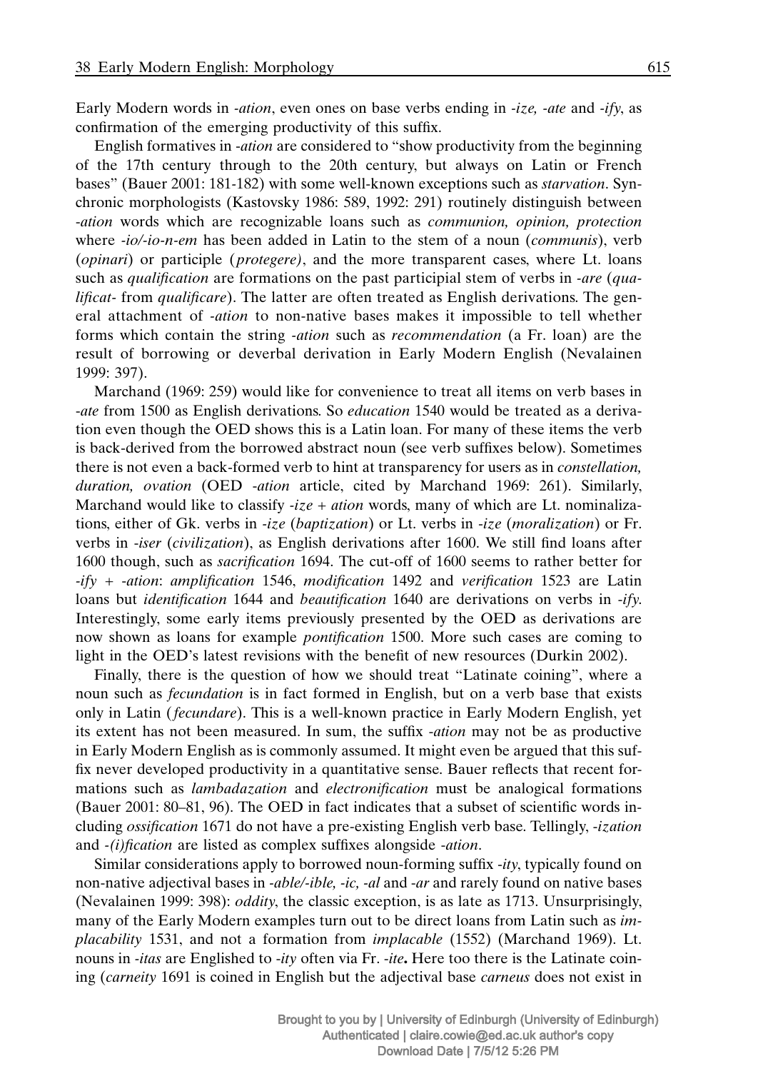Early Modern words in *-ation*, even ones on base verbs ending in *-ize, -ate* and *-ify*, as confirmation of the emerging productivity of this suffix.

English formatives in *-ation* are considered to "show productivity from the beginning of the 17th century through to the 20th century, but always on Latin or French bases" (Bauer 2001: 181-182) with some well-known exceptions such as *starvation*. Synchronic morphologists (Kastovsky 1986: 589, 1992: 291) routinely distinguish between *-ation* words which are recognizable loans such as *communion, opinion, protection* where *-io/-io-n-em* has been added in Latin to the stem of a noun (*communis*), verb (*opinari*) or participle (*protegere)*, and the more transparent cases, where Lt. loans such as *qualification* are formations on the past participial stem of verbs in *-are* (*qualificat-* from *qualificare*). The latter are often treated as English derivations. The general attachment of *-ation* to non-native bases makes it impossible to tell whether forms which contain the string *-ation* such as *recommendation* (a Fr. loan) are the result of borrowing or deverbal derivation in Early Modern English (Nevalainen 1999: 397).

Marchand (1969: 259) would like for convenience to treat all items on verb bases in *-ate* from 1500 as English derivations. So *education* 1540 would be treated as a derivation even though the OED shows this is a Latin loan. For many of these items the verb is back-derived from the borrowed abstract noun (see verb suffixes below). Sometimes there is not even a back-formed verb to hint at transparency for users as in *constellation, duration, ovation* (OED *-ation* article, cited by Marchand 1969: 261). Similarly, Marchand would like to classify *-ize + ation* words, many of which are Lt. nominalizations, either of Gk. verbs in *-ize* (*baptization*) or Lt. verbs in *-ize* (*moralization*) or Fr. verbs in *-iser* (*civilization*), as English derivations after 1600. We still find loans after 1600 though, such as *sacrification* 1694. The cut-off of 1600 seems to rather better for *-ify + -ation*: *amplification* 1546, *modification* 1492 and *verification* 1523 are Latin loans but *identification* 1644 and *beautification* 1640 are derivations on verbs in *-ify*. Interestingly, some early items previously presented by the OED as derivations are now shown as loans for example *pontification* 1500. More such cases are coming to light in the OED's latest revisions with the benefit of new resources (Durkin 2002).

Finally, there is the question of how we should treat "Latinate coining", where a noun such as *fecundation* is in fact formed in English, but on a verb base that exists only in Latin (*fecundare*). This is a well-known practice in Early Modern English, yet its extent has not been measured. In sum, the suffix *-ation* may not be as productive in Early Modern English as is commonly assumed. It might even be argued that this suffix never developed productivity in a quantitative sense. Bauer reflects that recent formations such as *lambadazation* and *electronification* must be analogical formations (Bauer 2001: 80–81, 96). The OED in fact indicates that a subset of scientific words including *ossification* 1671 do not have a pre-existing English verb base. Tellingly, *-ization* and *-(i)fication* are listed as complex suffixes alongside *-ation*.

Similar considerations apply to borrowed noun-forming suffix *-ity*, typically found on non-native adjectival bases in *-able/-ible, -ic, -al* and *-ar* and rarely found on native bases (Nevalainen 1999: 398): *oddity*, the classic exception, is as late as 1713. Unsurprisingly, many of the Early Modern examples turn out to be direct loans from Latin such as *implacability* 1531, and not a formation from *implacable* (1552) (Marchand 1969). Lt. nouns in *-itas* are Englished to *-ity* often via Fr. *-ite***.** Here too there is the Latinate coining (*carneity* 1691 is coined in English but the adjectival base *carneus* does not exist in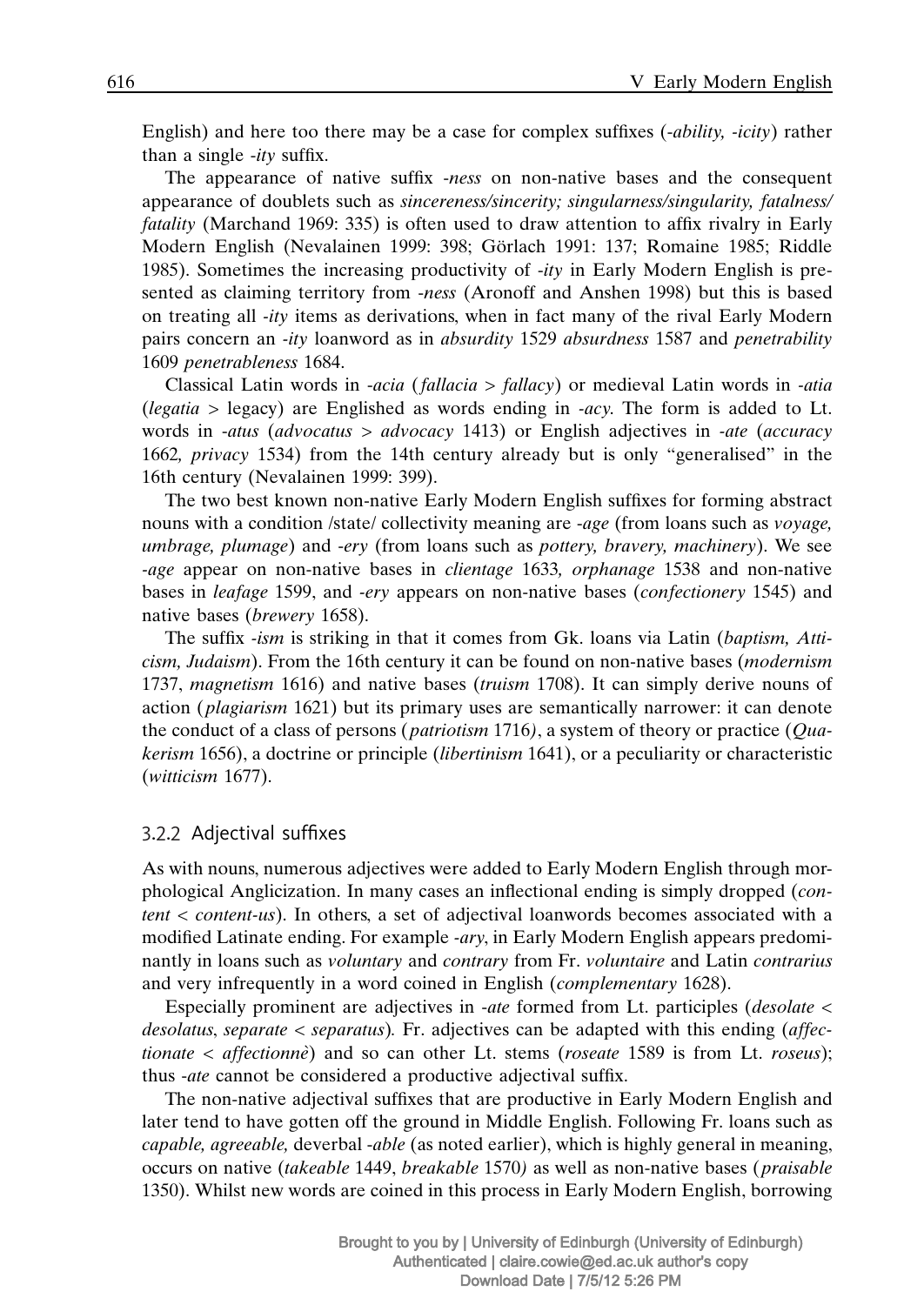English) and here too there may be a case for complex suffixes (*-ability, -icity*) rather than a single *-ity* suffix.

The appearance of native suffix *-ness* on non-native bases and the consequent appearance of doublets such as *sincereness/sincerity; singularness/singularity, fatalness/fatality* (Marchand 1969: 335) is often used to draw attention to affix rivalry in Early Modern English (Nevalainen 1999: 398; Görlach 1991: 137; Romaine 1985; Riddle 1985). Sometimes the increasing productivity of *-ity* in Early Modern English is presented as claiming territory from *-ness* (Aronoff and Anshen 1998) but this is based on treating all *-ity* items as derivations, when in fact many of the rival Early Modern pairs concern an *-ity* loanword as in *absurdity* 1529 *absurdness* 1587 and *penetrability* 1609 *penetrableness* 1684.

Classical Latin words in *-acia* (*fallacia* > *fallacy*) or medieval Latin words in *-atia* (*legatia* > legacy) are Englished as words ending in *-acy*. The form is added to Lt. words in *-atus* (*advocatus* > *advocacy* 1413) or English adjectives in *-ate* (*accuracy* 1662*, privacy* 1534) from the 14th century already but is only "generalised" in the 16th century (Nevalainen 1999: 399).

The two best known non-native Early Modern English suffixes for forming abstract nouns with a condition /state/ collectivity meaning are *-age* (from loans such as *voyage, umbrage, plumage*) and *-ery* (from loans such as *pottery, bravery, machinery*). We see *-age* appear on non-native bases in *clientage* 1633*, orphanage* 1538 and non-native bases in *leafage* 1599, and *-ery* appears on non-native bases (*confectionery* 1545) and native bases (*brewery* 1658).

The suffix *-ism* is striking in that it comes from Gk. loans via Latin (*baptism, Atticism, Judaism*). From the 16th century it can be found on non-native bases (*modernism* 1737, *magnetism* 1616) and native bases (*truism* 1708). It can simply derive nouns of action (*plagiarism* 1621) but its primary uses are semantically narrower: it can denote the conduct of a class of persons (*patriotism* 1716*)*, a system of theory or practice (*Quakerism* 1656), a doctrine or principle (*libertinism* 1641), or a peculiarity or characteristic (*witticism* 1677).

### 3.2.2 Adjectival suffixes

As with nouns, numerous adjectives were added to Early Modern English through morphological Anglicization. In many cases an inflectional ending is simply dropped (*content* < *content-us*). In others, a set of adjectival loanwords becomes associated with a modified Latinate ending. For example *-ary*, in Early Modern English appears predominantly in loans such as *voluntary* and *contrary* from Fr. *voluntaire* and Latin *contrarius* and very infrequently in a word coined in English (*complementary* 1628).

Especially prominent are adjectives in *-ate* formed from Lt. participles (*desolate* < *desolatus*, *separate* < *separatus*)*.* Fr. adjectives can be adapted with this ending (*affectionate* < *affectionnè*) and so can other Lt. stems (*roseate* 1589 is from Lt. *roseus*); thus *-ate* cannot be considered a productive adjectival suffix.

The non-native adjectival suffixes that are productive in Early Modern English and later tend to have gotten off the ground in Middle English. Following Fr. loans such as *capable, agreeable,* deverbal *-able* (as noted earlier), which is highly general in meaning, occurs on native (*takeable* 1449, *breakable* 1570*)* as well as non-native bases (*praisable* 1350). Whilst new words are coined in this process in Early Modern English, borrowing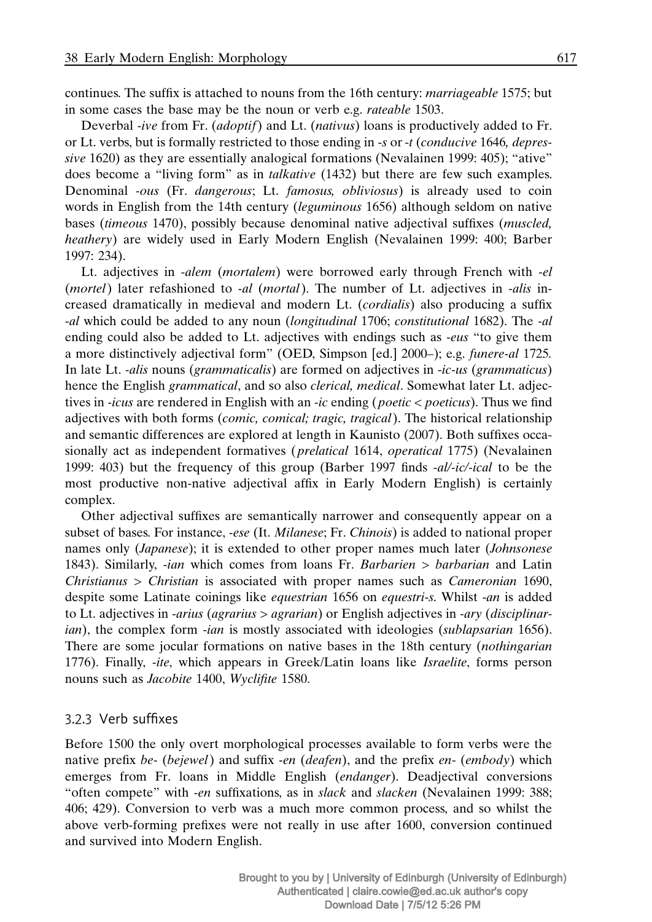continues. The suffix is attached to nouns from the 16th century: *marriageable* 1575; but in some cases the base may be the noun or verb e.g. *rateable* 1503.

Deverbal *-ive* from Fr. (*adoptif*) and Lt. (*nativus*) loans is productively added to Fr. or Lt. verbs, but is formally restricted to those ending in *-s* or *-t* (*conducive* 1646, *depressive* 1620) as they are essentially analogical formations (Nevalainen 1999: 405); "ative" does become a "living form" as in *talkative* (1432) but there are few such examples. Denominal *-ous* (Fr. *dangerous*; Lt. *famosus, obliviosus*) is already used to coin words in English from the 14th century (*leguminous* 1656) although seldom on native bases (*timeous* 1470), possibly because denominal native adjectival suffixes (*muscled, heathery*) are widely used in Early Modern English (Nevalainen 1999: 400; Barber 1997: 234).

Lt. adjectives in *-alem* (*mortalem*) were borrowed early through French with *-el* (*mortel*) later refashioned to *-al* (*mortal*). The number of Lt. adjectives in *-alis* increased dramatically in medieval and modern Lt. (*cordialis*) also producing a suffix *-al* which could be added to any noun (*longitudinal* 1706; *constitutional* 1682). The *-al* ending could also be added to Lt. adjectives with endings such as *-eus* "to give them a more distinctively adjectival form" (OED, Simpson [ed.] 2000–); e.g. *funere-al* 1725. In late Lt. *-alis* nouns (*grammaticalis*) are formed on adjectives in *-ic-us* (*grammaticus*) hence the English *grammatical*, and so also *clerical, medical*. Somewhat later Lt. adjectives in *-icus* are rendered in English with an *-ic* ending (*poetic* < *poeticus*). Thus we find adjectives with both forms (*comic, comical; tragic, tragical*). The historical relationship and semantic differences are explored at length in Kaunisto (2007). Both suffixes occasionally act as independent formatives (*prelatical* 1614, *operatical* 1775) (Nevalainen 1999: 403) but the frequency of this group (Barber 1997 finds *-al/-ic/-ical* to be the most productive non-native adjectival affix in Early Modern English) is certainly complex.

Other adjectival suffixes are semantically narrower and consequently appear on a subset of bases. For instance, *-ese* (It. *Milanese*; Fr. *Chinois*) is added to national proper names only (*Japanese*); it is extended to other proper names much later (*Johnsonese* 1843). Similarly, *-ian* which comes from loans Fr. *Barbarien* > *barbarian* and Latin *Christianus* > *Christian* is associated with proper names such as *Cameronian* 1690, despite some Latinate coinings like *equestrian* 1656 on *equestri-s*. Whilst *-an* is added to Lt. adjectives in *-arius* (*agrarius* > *agrarian*) or English adjectives in *-ary* (*disciplinarian*), the complex form *-ian* is mostly associated with ideologies (*sublapsarian* 1656). There are some jocular formations on native bases in the 18th century (*nothingarian* 1776). Finally, *-ite*, which appears in Greek/Latin loans like *Israelite*, forms person nouns such as *Jacobite* 1400, *Wyclifite* 1580.

### 3.2.3 Verb suffixes

Before 1500 the only overt morphological processes available to form verbs were the native prefix *be-* (*bejewel*) and suffix *-en* (*deafen*), and the prefix *en-* (*embody*) which emerges from Fr. loans in Middle English (*endanger*). Deadjectival conversions "often compete" with *-en* suffixations, as in *slack* and *slacken* (Nevalainen 1999: 388; 406; 429). Conversion to verb was a much more common process, and so whilst the above verb-forming prefixes were not really in use after 1600, conversion continued and survived into Modern English.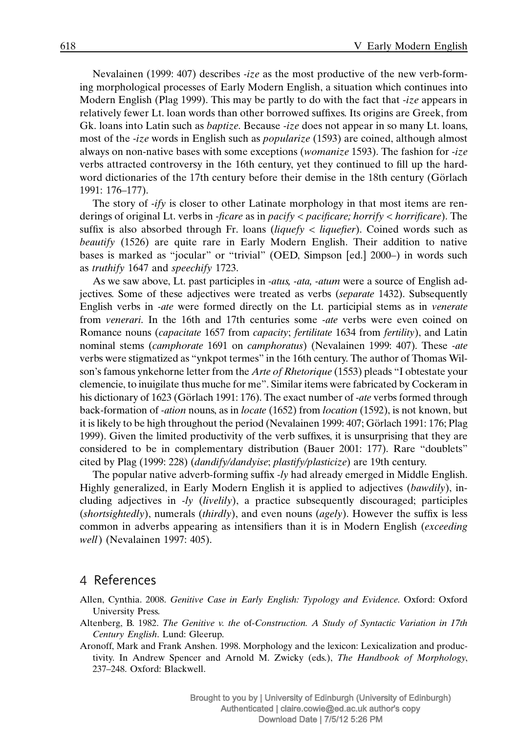Nevalainen (1999: 407) describes *-ize* as the most productive of the new verb-forming morphological processes of Early Modern English, a situation which continues into Modern English (Plag 1999). This may be partly to do with the fact that *-ize* appears in relatively fewer Lt. loan words than other borrowed suffixes. Its origins are Greek, from Gk. loans into Latin such as *baptize*. Because *-ize* does not appear in so many Lt. loans, most of the *-ize* words in English such as *popularize* (1593) are coined, although almost always on non-native bases with some exceptions (*womanize* 1593). The fashion for *-ize* verbs attracted controversy in the 16th century, yet they continued to fill up the hard-word dictionaries of the 17th century before their demise in the 18th century (Görlach 1991: 176–177).

The story of *-ify* is closer to other Latinate morphology in that most items are renderings of original Lt. verbs in *-ficare* as in *pacify < pacificare; horrify < horrificare*). The suffix is also absorbed through Fr. loans (*liquefy < liquefier*). Coined words such as *beautify* (1526) are quite rare in Early Modern English. Their addition to native bases is marked as "jocular" or "trivial" (OED, Simpson [ed.] 2000–) in words such as *truthify* 1647 and *speechify* 1723.

As we saw above, Lt. past participles in *-atus, -ata, -atum* were a source of English adjectives. Some of these adjectives were treated as verbs (*separate* 1432). Subsequently English verbs in *-ate* were formed directly on the Lt. participial stems as in *venerate* from *venerari*. In the 16th and 17th centuries some *-ate* verbs were even coined on Romance nouns (*capacitate* 1657 from *capacity*; *fertilitate* 1634 from *fertility*), and Latin nominal stems (*camphorate* 1691 on *camphoratus*) (Nevalainen 1999: 407). These *-ate* verbs were stigmatized as "ynkpot termes" in the 16th century. The author of Thomas Wilson's famous ynkehorne letter from the *Arte of Rhetorique* (1553) pleads "I obtestate your clemencie, to inuigilate thus muche for me". Similar items were fabricated by Cockeram in his dictionary of 1623 (Görlach 1991: 176). The exact number of *-ate* verbs formed through back-formation of *-ation* nouns, as in *locate* (1652) from *location* (1592), is not known, but it is likely to be high throughout the period (Nevalainen 1999: 407; Görlach 1991: 176; Plag 1999). Given the limited productivity of the verb suffixes, it is unsurprising that they are considered to be in complementary distribution (Bauer 2001: 177). Rare "doublets" cited by Plag (1999: 228) (*dandify/dandyise*; *plastify/plasticize*) are 19th century.

The popular native adverb-forming suffix *-ly* had already emerged in Middle English. Highly generalized, in Early Modern English it is applied to adjectives (*bawdily*), including adjectives in *-ly* (*livelily*), a practice subsequently discouraged; participles (*shortsightedly*), numerals (*thirdly*), and even nouns (*agely*). However the suffix is less common in adverbs appearing as intensifiers than it is in Modern English (*exceeding well*) (Nevalainen 1997: 405).

## 4 References

Allen, Cynthia. 2008. *Genitive Case in Early English: Typology and Evidence*. Oxford: Oxford University Press.

Altenberg, B. 1982. *The Genitive v. the* of*-Construction. A Study of Syntactic Variation in 17th Century English*. Lund: Gleerup.

Aronoff, Mark and Frank Anshen. 1998. Morphology and the lexicon: Lexicalization and productivity. In Andrew Spencer and Arnold M. Zwicky (eds.), *The Handbook of Morphology*, 237–248. Oxford: Blackwell.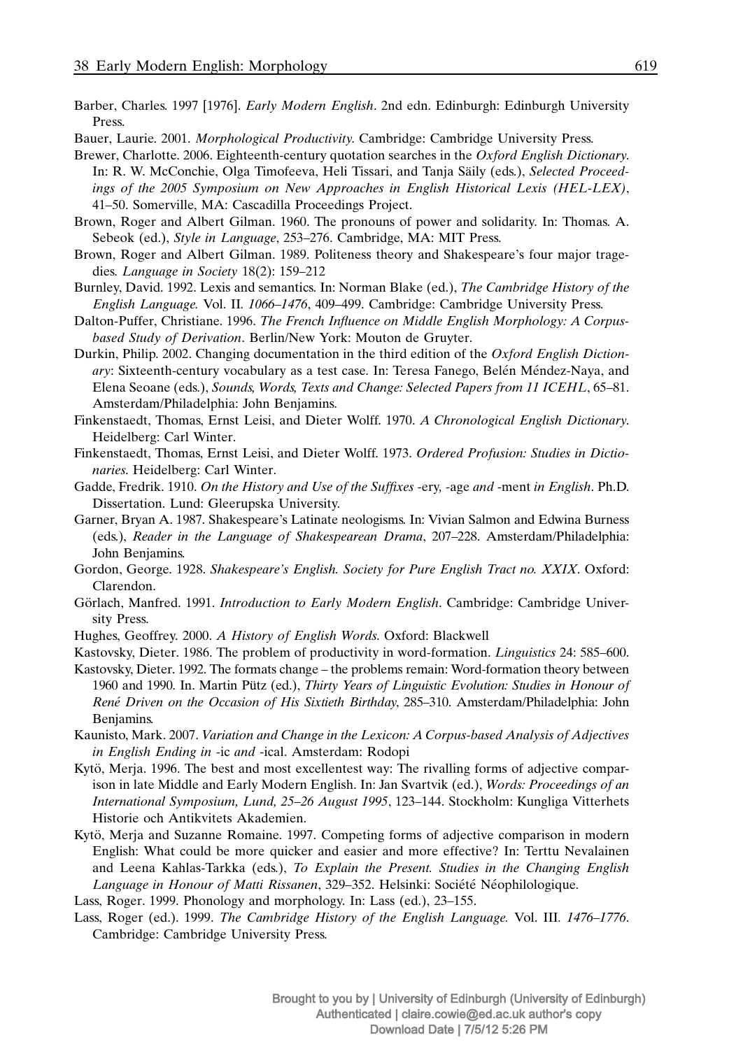Barber, Charles. 1997 [1976]. *Early Modern English*. 2nd edn. Edinburgh: Edinburgh University Press.

Bauer, Laurie. 2001. *Morphological Productivity*. Cambridge: Cambridge University Press.

Brewer, Charlotte. 2006. Eighteenth-century quotation searches in the *Oxford English Dictionary*. In: R. W. McConchie, Olga Timofeeva, Heli Tissari, and Tanja Säily (eds.), *Selected Proceedings of the 2005 Symposium on New Approaches in English Historical Lexis (HEL-LEX)*, 41–50. Somerville, MA: Cascadilla Proceedings Project.

Brown, Roger and Albert Gilman. 1960. The pronouns of power and solidarity. In: Thomas. A. Sebeok (ed.), *Style in Language*, 253–276. Cambridge, MA: MIT Press.

Brown, Roger and Albert Gilman. 1989. Politeness theory and Shakespeare's four major tragedies. *Language in Society* 18(2): 159–212

Burnley, David. 1992. Lexis and semantics. In: Norman Blake (ed.), *The Cambridge History of the English Language.* Vol. II. *1066–1476*, 409–499. Cambridge: Cambridge University Press.

Dalton-Puffer, Christiane. 1996. *The French Influence on Middle English Morphology: A Corpus-based Study of Derivation*. Berlin/New York: Mouton de Gruyter.

Durkin, Philip. 2002. Changing documentation in the third edition of the *Oxford English Dictionary*: Sixteenth-century vocabulary as a test case. In: Teresa Fanego, Belén Méndez-Naya, and Elena Seoane (eds.), *Sounds, Words, Texts and Change: Selected Papers from 11 ICEHL*, 65–81. Amsterdam/Philadelphia: John Benjamins.

Finkenstaedt, Thomas, Ernst Leisi, and Dieter Wolff. 1970. *A Chronological English Dictionary.* Heidelberg: Carl Winter.

Finkenstaedt, Thomas, Ernst Leisi, and Dieter Wolff. 1973. *Ordered Profusion: Studies in Dictionaries.* Heidelberg: Carl Winter.

Gadde, Fredrik. 1910. *On the History and Use of the Suffixes* -ery, -age *and* -ment *in English*. Ph.D. Dissertation. Lund: Gleerupska University.

Garner, Bryan A. 1987. Shakespeare's Latinate neologisms. In: Vivian Salmon and Edwina Burness (eds.), *Reader in the Language of Shakespearean Drama*, 207–228. Amsterdam/Philadelphia: John Benjamins.

Gordon, George. 1928. *Shakespeare's English. Society for Pure English Tract no. XXIX*. Oxford: Clarendon.

Görlach, Manfred. 1991. *Introduction to Early Modern English*. Cambridge: Cambridge University Press.

Hughes, Geoffrey. 2000. *A History of English Words.* Oxford: Blackwell

Kastovsky, Dieter. 1986. The problem of productivity in word-formation. *Linguistics* 24: 585–600.

Kastovsky, Dieter. 1992. The formats change – the problems remain: Word-formation theory between 1960 and 1990. In. Martin Pütz (ed.), *Thirty Years of Linguistic Evolution: Studies in Honour of René Driven on the Occasion of His Sixtieth Birthday*, 285–310. Amsterdam/Philadelphia: John Benjamins.

Kaunisto, Mark. 2007. *Variation and Change in the Lexicon: A Corpus-based Analysis of Adjectives in English Ending in* -ic *and* -ical. Amsterdam: Rodopi

Kytö, Merja. 1996. The best and most excellentest way: The rivalling forms of adjective comparison in late Middle and Early Modern English. In: Jan Svartvik (ed.), *Words: Proceedings of an International Symposium, Lund, 25–26 August 1995*, 123–144. Stockholm: Kungliga Vitterhets Historie och Antikvitets Akademien.

Kytö, Merja and Suzanne Romaine. 1997. Competing forms of adjective comparison in modern English: What could be more quicker and easier and more effective? In: Terttu Nevalainen and Leena Kahlas-Tarkka (eds.), *To Explain the Present. Studies in the Changing English Language in Honour of Matti Rissanen*, 329–352. Helsinki: Société Néophilologique.

Lass, Roger. 1999. Phonology and morphology. In: Lass (ed.), 23–155.

Lass, Roger (ed.). 1999. *The Cambridge History of the English Language.* Vol. III. *1476–1776*. Cambridge: Cambridge University Press.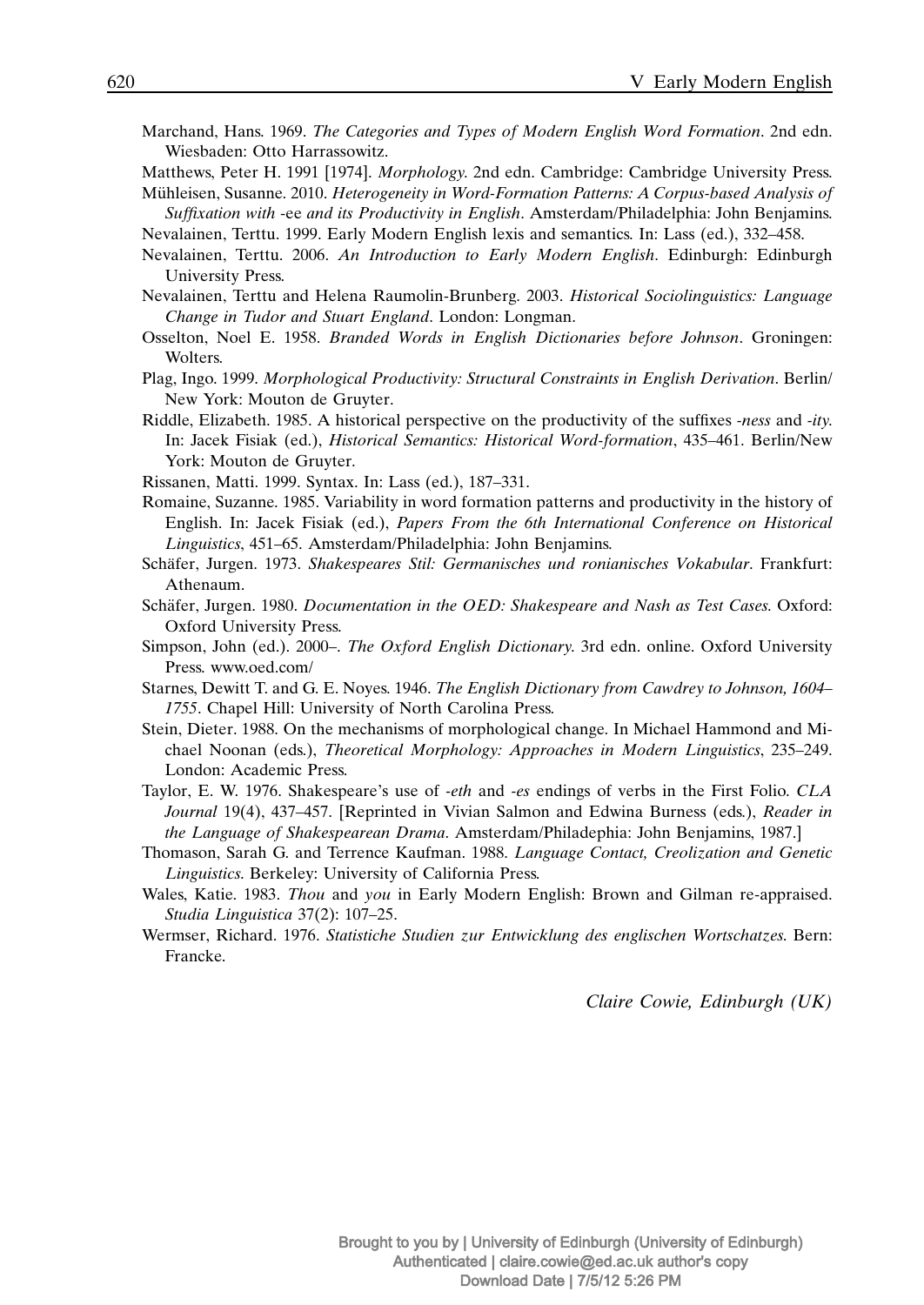Marchand, Hans. 1969. *The Categories and Types of Modern English Word Formation*. 2nd edn. Wiesbaden: Otto Harrassowitz.

Matthews, Peter H. 1991 [1974]. *Morphology*. 2nd edn. Cambridge: Cambridge University Press.

Mühleisen, Susanne. 2010. *Heterogeneity in Word-Formation Patterns: A Corpus-based Analysis of Suffixation with* -ee *and its Productivity in English*. Amsterdam/Philadelphia: John Benjamins.

Nevalainen, Terttu. 1999. Early Modern English lexis and semantics. In: Lass (ed.), 332–458.

Nevalainen, Terttu. 2006. *An Introduction to Early Modern English*. Edinburgh: Edinburgh University Press.

Nevalainen, Terttu and Helena Raumolin-Brunberg. 2003. *Historical Sociolinguistics: Language Change in Tudor and Stuart England*. London: Longman.

Osselton, Noel E. 1958. *Branded Words in English Dictionaries before Johnson*. Groningen: Wolters.

Plag, Ingo. 1999. *Morphological Productivity: Structural Constraints in English Derivation*. Berlin/New York: Mouton de Gruyter.

Riddle, Elizabeth. 1985. A historical perspective on the productivity of the suffixes *-ness* and *-ity*. In: Jacek Fisiak (ed.), *Historical Semantics: Historical Word-formation*, 435–461. Berlin/New York: Mouton de Gruyter.

Rissanen, Matti. 1999. Syntax. In: Lass (ed.), 187–331.

Romaine, Suzanne. 1985. Variability in word formation patterns and productivity in the history of English. In: Jacek Fisiak (ed.), *Papers From the 6th International Conference on Historical Linguistics*, 451–65. Amsterdam/Philadelphia: John Benjamins.

Schäfer, Jurgen. 1973. *Shakespeares Stil: Germanisches und ronianisches Vokabular*. Frankfurt: Athenaum.

Schäfer, Jurgen. 1980. *Documentation in the OED: Shakespeare and Nash as Test Cases*. Oxford: Oxford University Press.

Simpson, John (ed.). 2000–. *The Oxford English Dictionary*. 3rd edn. online. Oxford University Press. www.oed.com/

Starnes, Dewitt T. and G. E. Noyes. 1946. *The English Dictionary from Cawdrey to Johnson, 1604–1755*. Chapel Hill: University of North Carolina Press.

Stein, Dieter. 1988. On the mechanisms of morphological change. In Michael Hammond and Michael Noonan (eds.), *Theoretical Morphology: Approaches in Modern Linguistics*, 235–249. London: Academic Press.

Taylor, E. W. 1976. Shakespeare's use of *-eth* and *-es* endings of verbs in the First Folio. *CLA Journal* 19(4), 437–457. [Reprinted in Vivian Salmon and Edwina Burness (eds.), *Reader in the Language of Shakespearean Drama*. Amsterdam/Philadephia: John Benjamins, 1987.]

Thomason, Sarah G. and Terrence Kaufman. 1988. *Language Contact, Creolization and Genetic Linguistics*. Berkeley: University of California Press.

Wales, Katie. 1983. *Thou* and *you* in Early Modern English: Brown and Gilman re-appraised. *Studia Linguistica* 37(2): 107–25.

Wermser, Richard. 1976. *Statistiche Studien zur Entwicklung des englischen Wortschatzes*. Bern: Francke.

*Claire Cowie, Edinburgh (UK)*